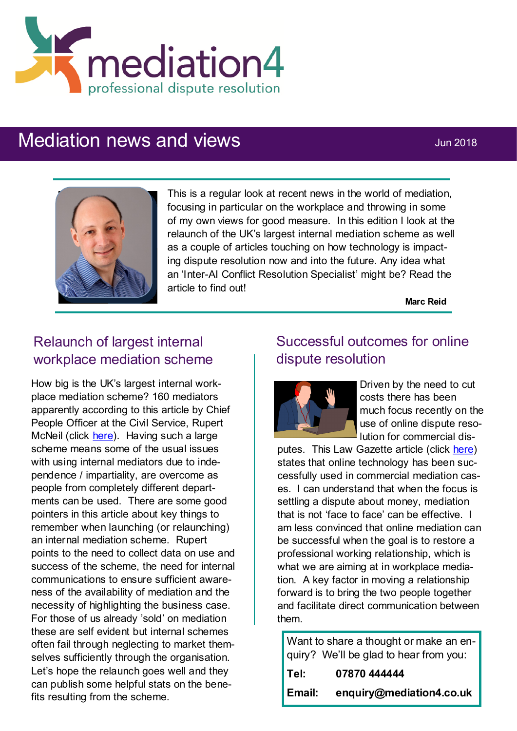mediation4
professional dispute resolution

# Mediation news and views

Jun 2018

This is a regular look at recent news in the world of mediation, focusing in particular on the workplace and throwing in some of my own views for good measure. In this edition I look at the relaunch of the UK's largest internal mediation scheme as well as a couple of articles touching on how technology is impacting dispute resolution now and into the future. Any idea what an 'Inter-AI Conflict Resolution Specialist' might be? Read the article to find out!

**Marc Reid**

## Relaunch of largest internal workplace mediation scheme

How big is the UK's largest internal workplace mediation scheme? 160 mediators apparently according to this article by Chief People Officer at the Civil Service, Rupert McNeil (click here). Having such a large scheme means some of the usual issues with using internal mediators due to independence / impartiality, are overcome as people from completely different departments can be used. There are some good pointers in this article about key things to remember when launching (or relaunching) an internal mediation scheme. Rupert points to the need to collect data on use and success of the scheme, the need for internal communications to ensure sufficient awareness of the availability of mediation and the necessity of highlighting the business case. For those of us already 'sold' on mediation these are self evident but internal schemes often fail through neglecting to market themselves sufficiently through the organisation. Let's hope the relaunch goes well and they can publish some helpful stats on the benefits resulting from the scheme.

## Successful outcomes for online dispute resolution

Driven by the need to cut costs there has been much focus recently on the use of online dispute resolution for commercial disputes. This Law Gazette article (click here) states that online technology has been successfully used in commercial mediation cases. I can understand that when the focus is settling a dispute about money, mediation that is not 'face to face' can be effective. I am less convinced that online mediation can be successful when the goal is to restore a professional working relationship, which is what we are aiming at in workplace mediation. A key factor in moving a relationship forward is to bring the two people together and facilitate direct communication between them.

Want to share a thought or make an enquiry? We'll be glad to hear from you:

**Tel:** **07870 444444**

**Email:** **enquiry@mediation4.co.uk**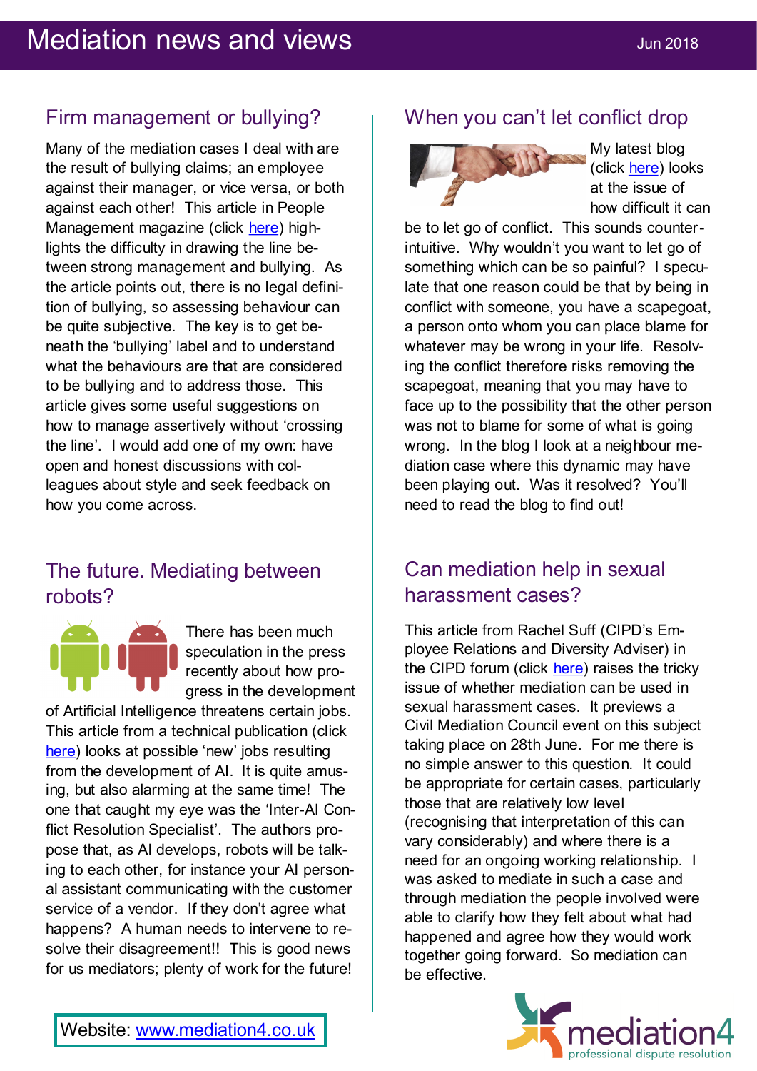# Mediation news and views

Jun 2018

## Firm management or bullying?

Many of the mediation cases I deal with are the result of bullying claims; an employee against their manager, or vice versa, or both against each other! This article in People Management magazine (click here) highlights the difficulty in drawing the line between strong management and bullying. As the article points out, there is no legal definition of bullying, so assessing behaviour can be quite subjective. The key is to get beneath the 'bullying' label and to understand what the behaviours are that are considered to be bullying and to address those. This article gives some useful suggestions on how to manage assertively without 'crossing the line'. I would add one of my own: have open and honest discussions with colleagues about style and seek feedback on how you come across.

## The future. Mediating between robots?

There has been much speculation in the press recently about how progress in the development of Artificial Intelligence threatens certain jobs. This article from a technical publication (click here) looks at possible 'new' jobs resulting from the development of AI. It is quite amusing, but also alarming at the same time! The one that caught my eye was the 'Inter-AI Conflict Resolution Specialist'. The authors propose that, as AI develops, robots will be talking to each other, for instance your AI personal assistant communicating with the customer service of a vendor. If they don't agree what happens? A human needs to intervene to resolve their disagreement!! This is good news for us mediators; plenty of work for the future!

## When you can't let conflict drop

My latest blog (click here) looks at the issue of how difficult it can be to let go of conflict. This sounds counter-intuitive. Why wouldn't you want to let go of something which can be so painful? I speculate that one reason could be that by being in conflict with someone, you have a scapegoat, a person onto whom you can place blame for whatever may be wrong in your life. Resolving the conflict therefore risks removing the scapegoat, meaning that you may have to face up to the possibility that the other person was not to blame for some of what is going wrong. In the blog I look at a neighbour mediation case where this dynamic may have been playing out. Was it resolved? You'll need to read the blog to find out!

## Can mediation help in sexual harassment cases?

This article from Rachel Suff (CIPD's Employee Relations and Diversity Adviser) in the CIPD forum (click here) raises the tricky issue of whether mediation can be used in sexual harassment cases. It previews a Civil Mediation Council event on this subject taking place on 28th June. For me there is no simple answer to this question. It could be appropriate for certain cases, particularly those that are relatively low level (recognising that interpretation of this can vary considerably) and where there is a need for an ongoing working relationship. I was asked to mediate in such a case and through mediation the people involved were able to clarify how they felt about what had happened and agree how they would work together going forward. So mediation can be effective.

Website: www.mediation4.co.uk

mediation4
professional dispute resolution